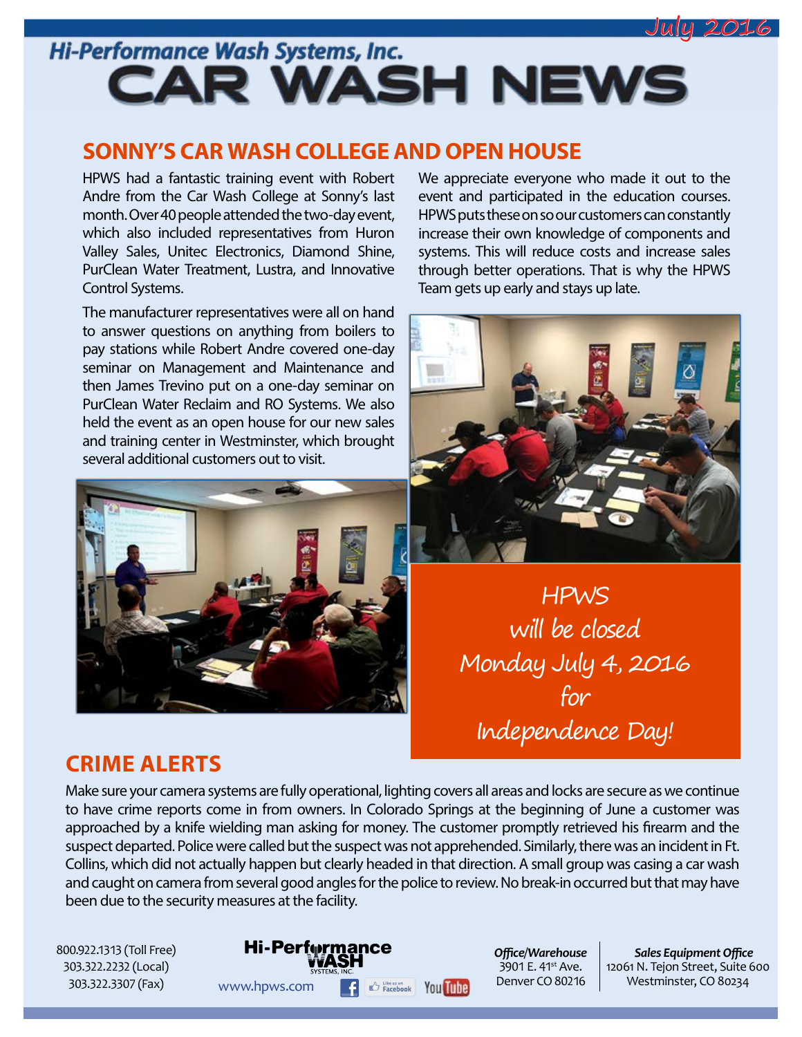July 2016

Hi-Performance Wash Systems, Inc.

# CAR WASH NEWS

## SONNY'S CAR WASH COLLEGE AND OPEN HOUSE

HPWS had a fantastic training event with Robert Andre from the Car Wash College at Sonny's last month. Over 40 people attended the two-day event, which also included representatives from Huron Valley Sales, Unitec Electronics, Diamond Shine, PurClean Water Treatment, Lustra, and Innovative Control Systems.

The manufacturer representatives were all on hand to answer questions on anything from boilers to pay stations while Robert Andre covered one-day seminar on Management and Maintenance and then James Trevino put on a one-day seminar on PurClean Water Reclaim and RO Systems. We also held the event as an open house for our new sales and training center in Westminster, which brought several additional customers out to visit.

We appreciate everyone who made it out to the event and participated in the education courses. HPWS puts these on so our customers can constantly increase their own knowledge of components and systems. This will reduce costs and increase sales through better operations. That is why the HPWS Team gets up early and stays up late.

HPWS will be closed Monday July 4, 2016 for Independence Day!

## CRIME ALERTS

Make sure your camera systems are fully operational, lighting covers all areas and locks are secure as we continue to have crime reports come in from owners. In Colorado Springs at the beginning of June a customer was approached by a knife wielding man asking for money. The customer promptly retrieved his firearm and the suspect departed. Police were called but the suspect was not apprehended. Similarly, there was an incident in Ft. Collins, which did not actually happen but clearly headed in that direction. A small group was casing a car wash and caught on camera from several good angles for the police to review. No break-in occurred but that may have been due to the security measures at the facility.

800.922.1313 (Toll Free)
303.322.2232 (Local)
303.322.3307 (Fax)

Hi-Performance WASH SYSTEMS, INC.
www.hpws.com

***Office/Warehouse***
3901 E. 41st Ave.
Denver CO 80216

***Sales Equipment Office***
12061 N. Tejon Street, Suite 600
Westminster, CO 80234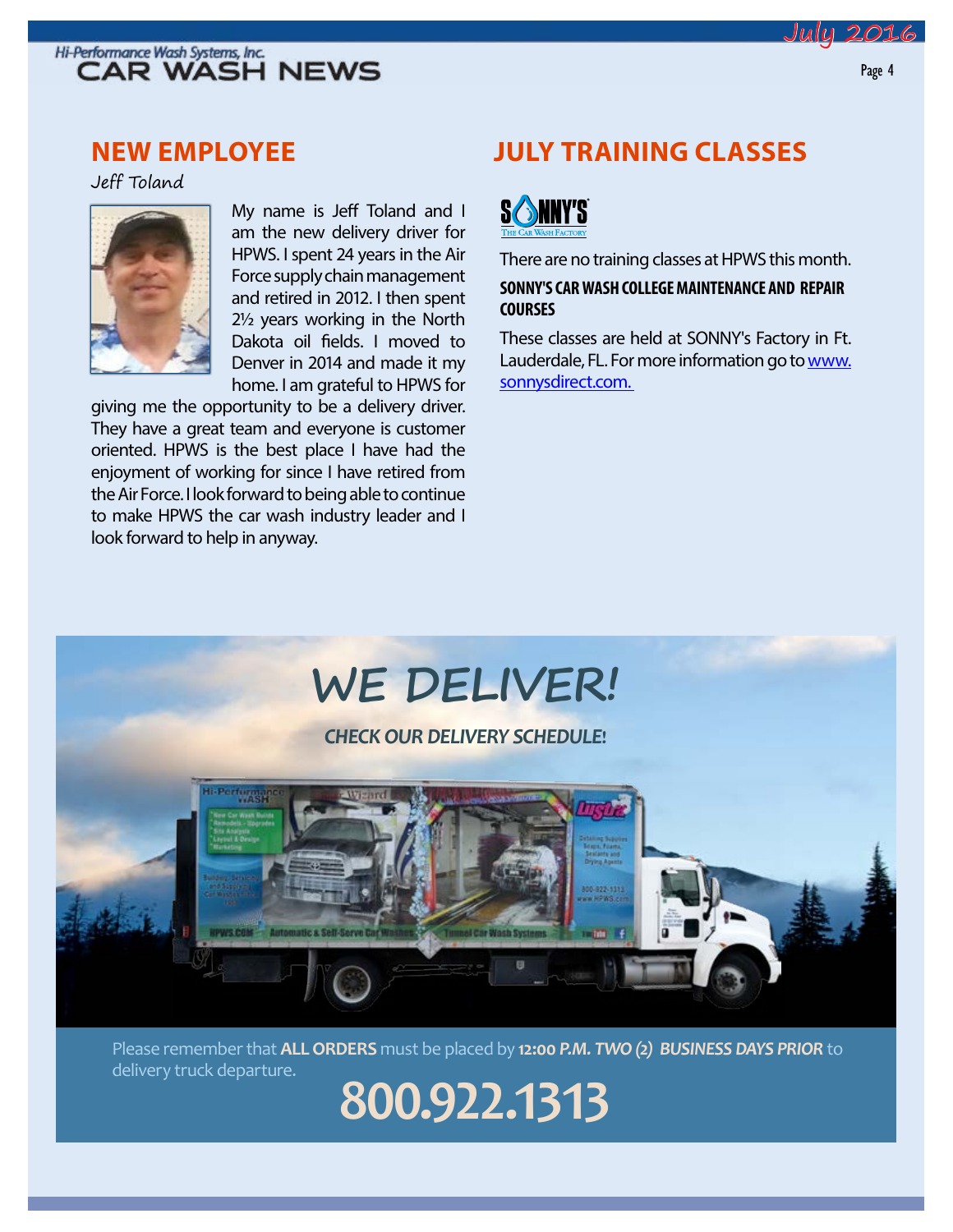## NEW EMPLOYEE

*Jeff Toland*

My name is Jeff Toland and I am the new delivery driver for HPWS. I spent 24 years in the Air Force supply chain management and retired in 2012. I then spent 2½ years working in the North Dakota oil fields. I moved to Denver in 2014 and made it my home. I am grateful to HPWS for giving me the opportunity to be a delivery driver. They have a great team and everyone is customer oriented. HPWS is the best place I have had the enjoyment of working for since I have retired from the Air Force. I look forward to being able to continue to make HPWS the car wash industry leader and I look forward to help in anyway.

## JULY TRAINING CLASSES

SONNY'S THE CAR WASH FACTORY

There are no training classes at HPWS this month.

**SONNY'S CAR WASH COLLEGE MAINTENANCE AND REPAIR COURSES**

These classes are held at SONNY's Factory in Ft. Lauderdale, FL. For more information go to www.sonnysdirect.com.

# WE DELIVER!

***CHECK OUR DELIVERY SCHEDULE!***

Please remember that **ALL ORDERS** must be placed by **12:00 *P.M. TWO (2) BUSINESS DAYS PRIOR*** to delivery truck departure.

**800.922.1313**